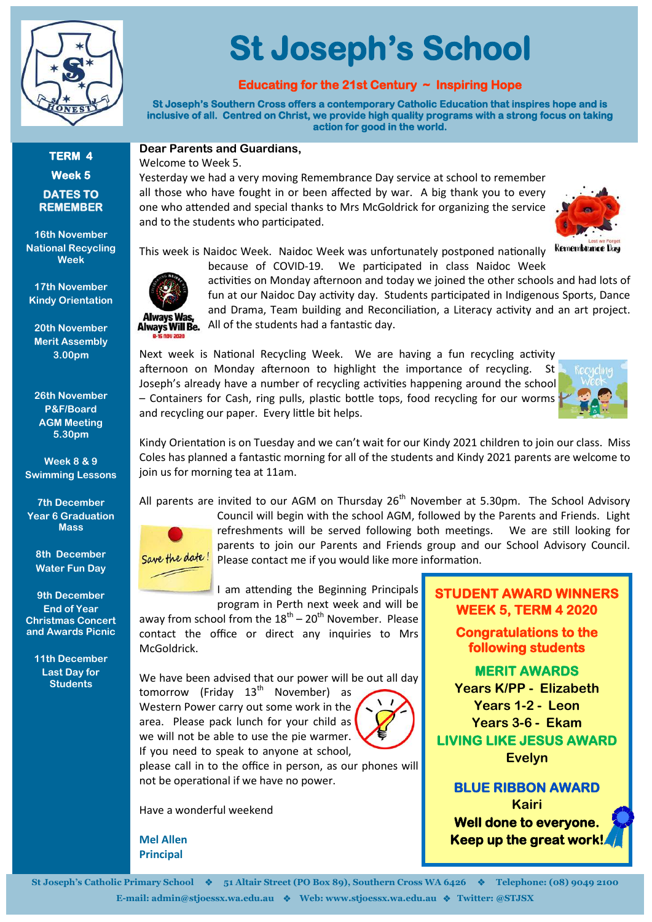# St Joseph's School

**Educating for the 21st Century ~ Inspiring Hope**

**St Joseph's Southern Cross offers a contemporary Catholic Education that inspires hope and is inclusive of all. Centred on Christ, we provide high quality programs with a strong focus on taking action for good in the world.**

**TERM 4**

**Week 5**

## DATES TO REMEMBER

**16th November**
**National Recycling Week**

**17th November**
**Kindy Orientation**

**20th November**
**Merit Assembly**
**3.00pm**

**26th November**
**P&F/Board AGM Meeting**
**5.30pm**

**Week 8 & 9**
**Swimming Lessons**

**7th December**
**Year 6 Graduation Mass**

**8th December**
**Water Fun Day**

**9th December**
**End of Year Christmas Concert and Awards Picnic**

**11th December**
**Last Day for Students**

**Dear Parents and Guardians,**

Welcome to Week 5.

Yesterday we had a very moving Remembrance Day service at school to remember all those who have fought in or been affected by war. A big thank you to every one who attended and special thanks to Mrs McGoldrick for organizing the service and to the students who participated.

This week is Naidoc Week. Naidoc Week was unfortunately postponed nationally because of COVID-19. We participated in class Naidoc Week activities on Monday afternoon and today we joined the other schools and had lots of fun at our Naidoc Day activity day. Students participated in Indigenous Sports, Dance and Drama, Team building and Reconciliation, a Literacy activity and an art project. All of the students had a fantastic day.

Next week is National Recycling Week. We are having a fun recycling activity afternoon on Monday afternoon to highlight the importance of recycling. St Joseph's already have a number of recycling activities happening around the school – Containers for Cash, ring pulls, plastic bottle tops, food recycling for our worms and recycling our paper. Every little bit helps.

Kindy Orientation is on Tuesday and we can't wait for our Kindy 2021 children to join our class. Miss Coles has planned a fantastic morning for all of the students and Kindy 2021 parents are welcome to join us for morning tea at 11am.

All parents are invited to our AGM on Thursday 26th November at 5.30pm. The School Advisory Council will begin with the school AGM, followed by the Parents and Friends. Light refreshments will be served following both meetings. We are still looking for parents to join our Parents and Friends group and our School Advisory Council. Please contact me if you would like more information.

I am attending the Beginning Principals program in Perth next week and will be away from school from the 18th – 20th November. Please contact the office or direct any inquiries to Mrs McGoldrick.

We have been advised that our power will be out all day tomorrow (Friday 13th November) as Western Power carry out some work in the area. Please pack lunch for your child as we will not be able to use the pie warmer. If you need to speak to anyone at school, please call in to the office in person, as our phones will not be operational if we have no power.

Have a wonderful weekend

**Mel Allen**
**Principal**

## STUDENT AWARD WINNERS WEEK 5, TERM 4 2020

**Congratulations to the following students**

**MERIT AWARDS**

**Years K/PP - Elizabeth**
**Years 1-2 - Leon**
**Years 3-6 - Ekam**

**LIVING LIKE JESUS AWARD**

**Evelyn**

**BLUE RIBBON AWARD**

**Kairi**

**Well done to everyone.**
**Keep up the great work!**

St Joseph's Catholic Primary School ❖ 51 Altair Street (PO Box 89), Southern Cross WA 6426 ❖ Telephone: (08) 9049 2100
E-mail: admin@stjoessx.wa.edu.au ❖ Web: www.stjoessx.wa.edu.au ❖ Twitter: @STJSX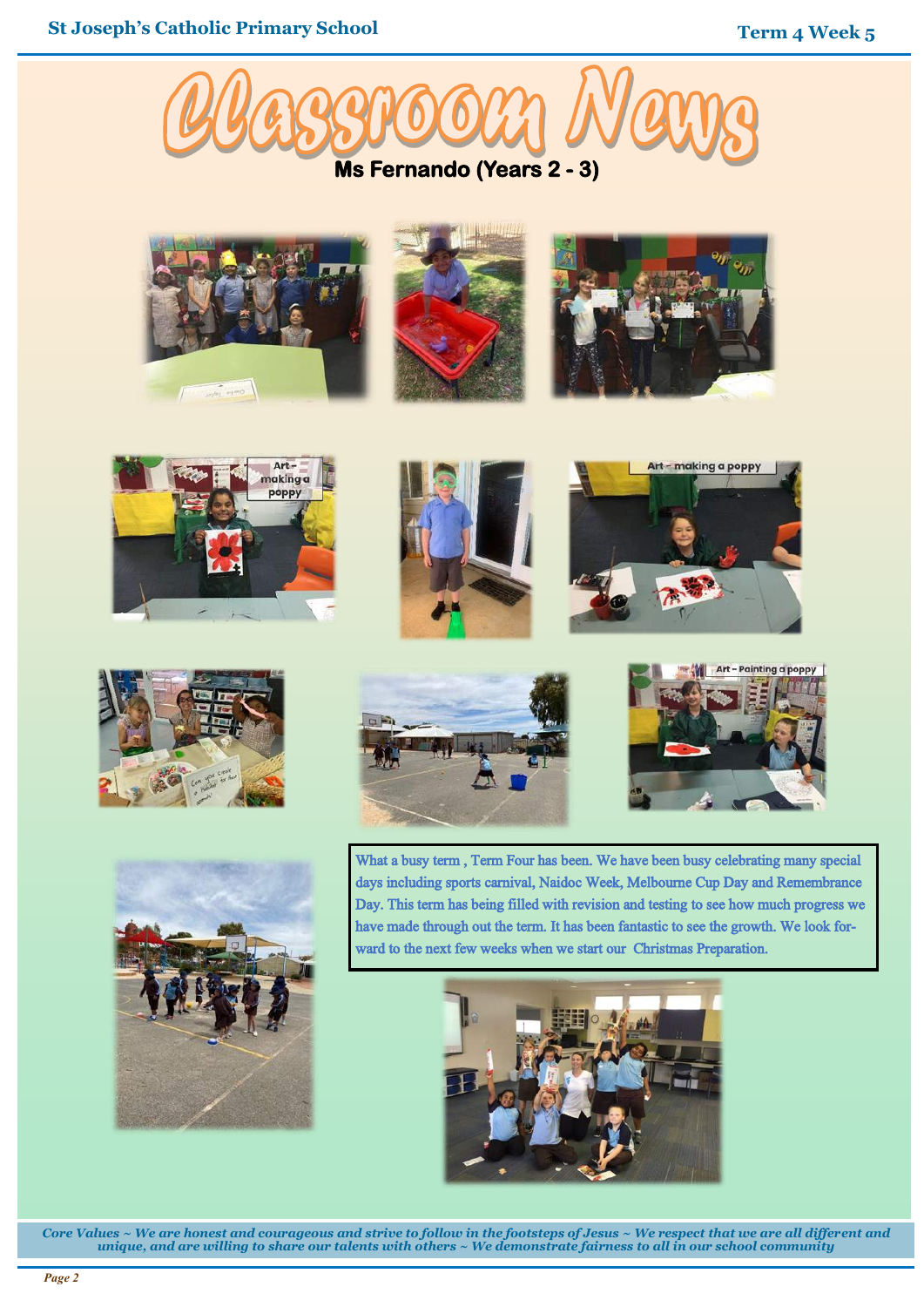# Classroom News

## Ms Fernando (Years 2 - 3)

Art – making a poppy

Art – making a poppy

Art – Painting a poppy

What a busy term , Term Four has been. We have been busy celebrating many special days including sports carnival, Naidoc Week, Melbourne Cup Day and Remembrance Day. This term has being filled with revision and testing to see how much progress we have made through out the term. It has been fantastic to see the growth. We look forward to the next few weeks when we start our Christmas Preparation.

*Core Values ~ We are honest and courageous and strive to follow in the footsteps of Jesus ~ We respect that we are all different and unique, and are willing to share our talents with others ~ We demonstrate fairness to all in our school community*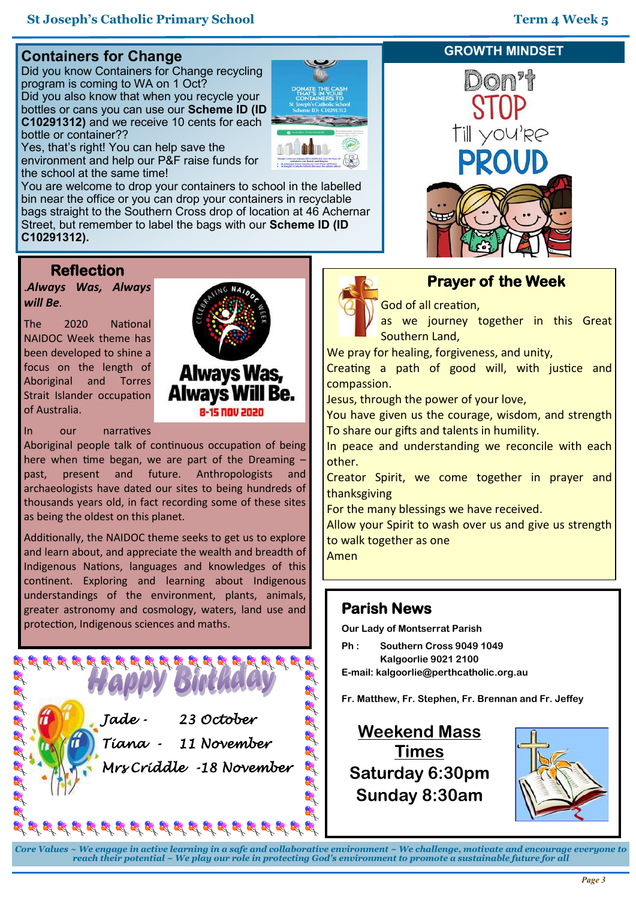## Containers for Change

Did you know Containers for Change recycling program is coming to WA on 1 Oct?

Did you also know that when you recycle your bottles or cans you can use our **Scheme ID (ID C10291312)** and we receive 10 cents for each bottle or container??

Yes, that's right! You can help save the environment and help our P&F raise funds for the school at the same time!

You are welcome to drop your containers to school in the labelled bin near the office or you can drop your containers in recyclable bags straight to the Southern Cross drop of location at 46 Achernar Street, but remember to label the bags with our **Scheme ID (ID C10291312).**

## GROWTH MINDSET

Don't STOP Till you're PROUD

## Reflection

*.Always Was, Always will Be.*

The 2020 National NAIDOC Week theme has been developed to shine a focus on the length of Aboriginal and Torres Strait Islander occupation of Australia.

Always Was, Always Will Be. 8-15 NOV 2020

In our narratives Aboriginal people talk of continuous occupation of being here when time began, we are part of the Dreaming – past, present and future. Anthropologists and archaeologists have dated our sites to being hundreds of thousands years old, in fact recording some of these sites as being the oldest on this planet.

Additionally, the NAIDOC theme seeks to get us to explore and learn about, and appreciate the wealth and breadth of Indigenous Nations, languages and knowledges of this continent. Exploring and learning about Indigenous understandings of the environment, plants, animals, greater astronomy and cosmology, waters, land use and protection, Indigenous sciences and maths.

## Prayer of the Week

God of all creation,
as we journey together in this Great Southern Land,
We pray for healing, forgiveness, and unity,
Creating a path of good will, with justice and compassion.
Jesus, through the power of your love,
You have given us the courage, wisdom, and strength
To share our gifts and talents in humility.
In peace and understanding we reconcile with each other.
Creator Spirit, we come together in prayer and thanksgiving
For the many blessings we have received.
Allow your Spirit to wash over us and give us strength to walk together as one
Amen

## Happy Birthday

*Jade - 23 October*
*Tiana - 11 November*
*Mrs Criddle -18 November*

## Parish News

**Our Lady of Montserrat Parish**

**Ph : Southern Cross 9049 1049**
**Kalgoorlie 9021 2100**
**E-mail: kalgoorlie@perthcatholic.org.au**

**Fr. Matthew, Fr. Stephen, Fr. Brennan and Fr. Jeffey**

**<u>Weekend Mass Times</u>**
**Saturday 6:30pm**
**Sunday 8:30am**

*Core Values ~ We engage in active learning in a safe and collaborative environment ~ We challenge, motivate and encourage everyone to reach their potential ~ We play our role in protecting God's environment to promote a sustainable future for all*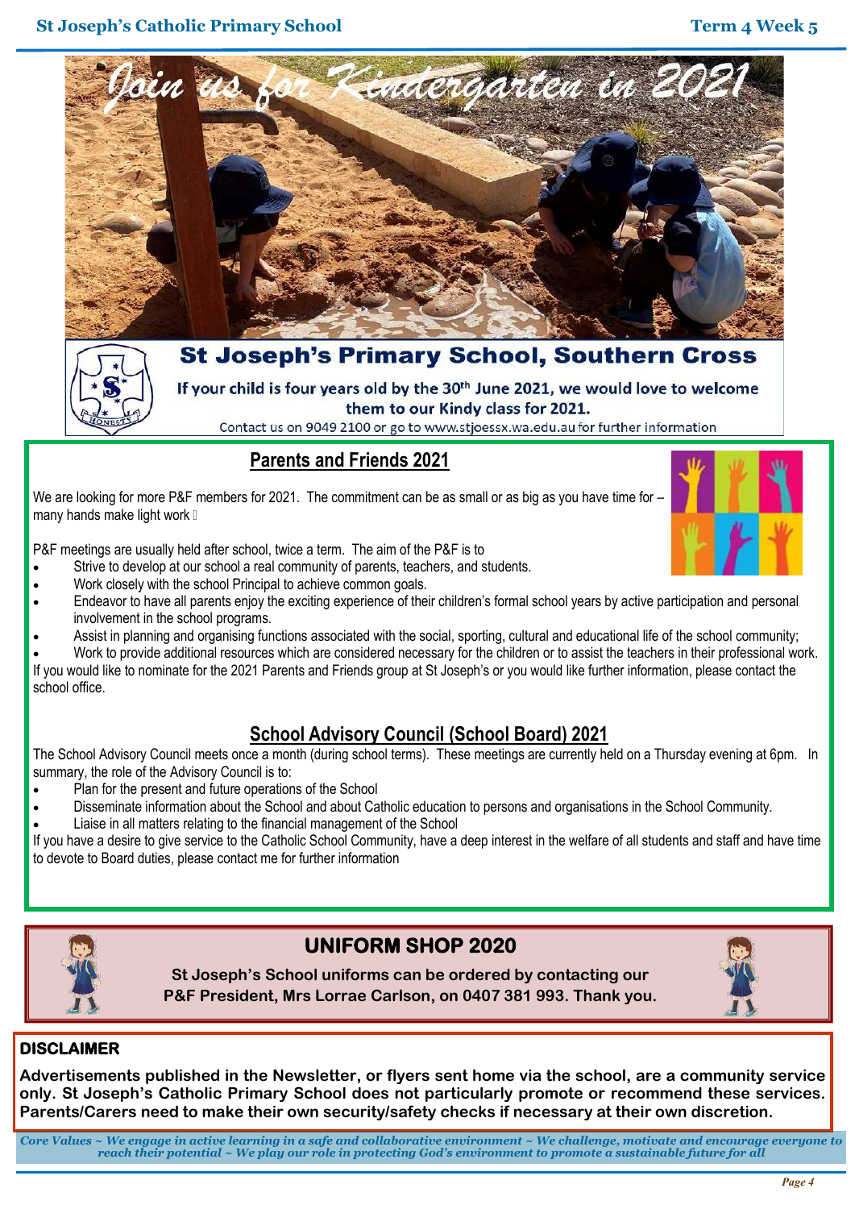# Join us for Kindergarten in 2021

## St Joseph's Primary School, Southern Cross

If your child is four years old by the 30th June 2021, we would love to welcome them to our Kindy class for 2021.

Contact us on 9049 2100 or go to www.stjoessx.wa.edu.au for further information

## Parents and Friends 2021

We are looking for more P&F members for 2021. The commitment can be as small or as big as you have time for – many hands make light work 

P&F meetings are usually held after school, twice a term. The aim of the P&F is to

- Strive to develop at our school a real community of parents, teachers, and students.
- Work closely with the school Principal to achieve common goals.
- Endeavor to have all parents enjoy the exciting experience of their children's formal school years by active participation and personal involvement in the school programs.
- Assist in planning and organising functions associated with the social, sporting, cultural and educational life of the school community;
- Work to provide additional resources which are considered necessary for the children or to assist the teachers in their professional work.

If you would like to nominate for the 2021 Parents and Friends group at St Joseph's or you would like further information, please contact the school office.

## School Advisory Council (School Board) 2021

The School Advisory Council meets once a month (during school terms). These meetings are currently held on a Thursday evening at 6pm. In summary, the role of the Advisory Council is to:

- Plan for the present and future operations of the School
- Disseminate information about the School and about Catholic education to persons and organisations in the School Community.
- Liaise in all matters relating to the financial management of the School

If you have a desire to give service to the Catholic School Community, have a deep interest in the welfare of all students and staff and have time to devote to Board duties, please contact me for further information

## UNIFORM SHOP 2020

**St Joseph's School uniforms can be ordered by contacting our P&F President, Mrs Lorrae Carlson, on 0407 381 993. Thank you.**

### DISCLAIMER

**Advertisements published in the Newsletter, or flyers sent home via the school, are a community service only. St Joseph's Catholic Primary School does not particularly promote or recommend these services. Parents/Carers need to make their own security/safety checks if necessary at their own discretion.**

*Core Values ~ We engage in active learning in a safe and collaborative environment ~ We challenge, motivate and encourage everyone to reach their potential ~ We play our role in protecting God's environment to promote a sustainable future for all*